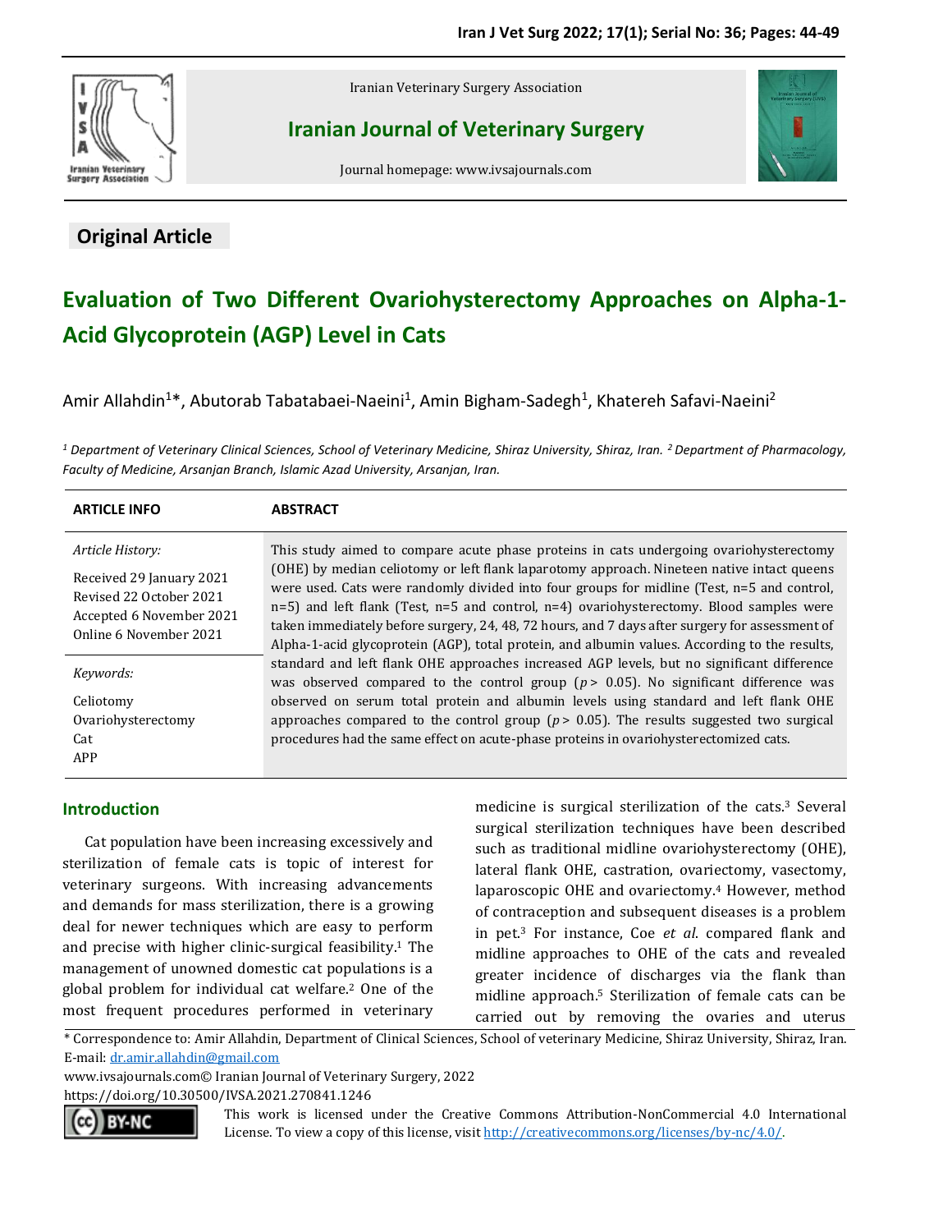Iranian Veterinary Surgery Association

# Iranian Journal of Veterinary Surgery

Journal homepage: www.ivsajournals.com

## Original Article

# Evaluation of Two Different Ovariohysterectomy Approaches on Alpha-1-Acid Glycoprotein (AGP) Level in Cats

Amir Allahdin[1]*, Abutorab Tabatabaei-Naeini[1], Amin Bigham-Sadegh[1], Khatereh Safavi-Naeini[2]

*[1] Department of Veterinary Clinical Sciences, School of Veterinary Medicine, Shiraz University, Shiraz, Iran. [2] Department of Pharmacology, Faculty of Medicine, Arsanjan Branch, Islamic Azad University, Arsanjan, Iran.*

**ARTICLE INFO**

*Article History:*

Received 29 January 2021
Revised 22 October 2021
Accepted 6 November 2021
Online 6 November 2021

*Keywords:*

Celiotomy
Ovariohysterectomy
Cat
APP

**ABSTRACT**

This study aimed to compare acute phase proteins in cats undergoing ovariohysterectomy (OHE) by median celiotomy or left flank laparotomy approach. Nineteen native intact queens were used. Cats were randomly divided into four groups for midline (Test, n=5 and control, n=5) and left flank (Test, n=5 and control, n=4) ovariohysterectomy. Blood samples were taken immediately before surgery, 24, 48, 72 hours, and 7 days after surgery for assessment of Alpha-1-acid glycoprotein (AGP), total protein, and albumin values. According to the results, standard and left flank OHE approaches increased AGP levels, but no significant difference was observed compared to the control group ($p > 0.05$). No significant difference was observed on serum total protein and albumin levels using standard and left flank OHE approaches compared to the control group ($p > 0.05$). The results suggested two surgical procedures had the same effect on acute-phase proteins in ovariohysterectomized cats.

## Introduction

Cat population have been increasing excessively and sterilization of female cats is topic of interest for veterinary surgeons. With increasing advancements and demands for mass sterilization, there is a growing deal for newer techniques which are easy to perform and precise with higher clinic-surgical feasibility.[1] The management of unowned domestic cat populations is a global problem for individual cat welfare.[2] One of the most frequent procedures performed in veterinary medicine is surgical sterilization of the cats.[3] Several surgical sterilization techniques have been described such as traditional midline ovariohysterectomy (OHE), lateral flank OHE, castration, ovariectomy, vasectomy, laparoscopic OHE and ovariectomy.[4] However, method of contraception and subsequent diseases is a problem in pet.[3] For instance, Coe *et al*. compared flank and midline approaches to OHE of the cats and revealed greater incidence of discharges via the flank than midline approach.[5] Sterilization of female cats can be carried out by removing the ovaries and uterus

\* Correspondence to: Amir Allahdin, Department of Clinical Sciences, School of veterinary Medicine, Shiraz University, Shiraz, Iran. E-mail: dr.amir.allahdin@gmail.com

www.ivsajournals.com© Iranian Journal of Veterinary Surgery, 2022

https://doi.org/10.30500/IVSA.2021.270841.1246

This work is licensed under the Creative Commons Attribution-NonCommercial 4.0 International License. To view a copy of this license, visit http://creativecommons.org/licenses/by-nc/4.0/.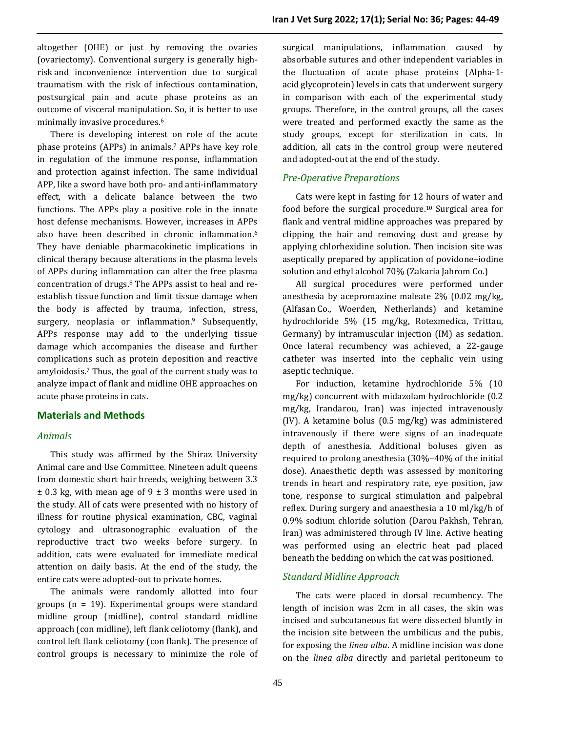altogether (OHE) or just by removing the ovaries (ovariectomy). Conventional surgery is generally high-risk and inconvenience intervention due to surgical traumatism with the risk of infectious contamination, postsurgical pain and acute phase proteins as an outcome of visceral manipulation. So, it is better to use minimally invasive procedures.[6]

There is developing interest on role of the acute phase proteins (APPs) in animals.[7] APPs have key role in regulation of the immune response, inflammation and protection against infection. The same individual APP, like a sword have both pro- and anti-inflammatory effect, with a delicate balance between the two functions. The APPs play a positive role in the innate host defense mechanisms. However, increases in APPs also have been described in chronic inflammation.[6] They have deniable pharmacokinetic implications in clinical therapy because alterations in the plasma levels of APPs during inflammation can alter the free plasma concentration of drugs.[8] The APPs assist to heal and re-establish tissue function and limit tissue damage when the body is affected by trauma, infection, stress, surgery, neoplasia or inflammation.[9] Subsequently, APPs response may add to the underlying tissue damage which accompanies the disease and further complications such as protein deposition and reactive amyloidosis.[7] Thus, the goal of the current study was to analyze impact of flank and midline OHE approaches on acute phase proteins in cats.

## Materials and Methods

### *Animals*

This study was affirmed by the Shiraz University Animal care and Use Committee. Nineteen adult queens from domestic short hair breeds, weighing between 3.3 ± 0.3 kg, with mean age of 9 ± 3 months were used in the study. All of cats were presented with no history of illness for routine physical examination, CBC, vaginal cytology and ultrasonographic evaluation of the reproductive tract two weeks before surgery. In addition, cats were evaluated for immediate medical attention on daily basis. At the end of the study, the entire cats were adopted-out to private homes.

The animals were randomly allotted into four groups (n = 19). Experimental groups were standard midline group (midline), control standard midline approach (con midline), left flank celiotomy (flank), and control left flank celiotomy (con flank). The presence of control groups is necessary to minimize the role of surgical manipulations, inflammation caused by absorbable sutures and other independent variables in the fluctuation of acute phase proteins (Alpha-1-acid glycoprotein) levels in cats that underwent surgery in comparison with each of the experimental study groups. Therefore, in the control groups, all the cases were treated and performed exactly the same as the study groups, except for sterilization in cats. In addition, all cats in the control group were neutered and adopted-out at the end of the study.

### *Pre-Operative Preparations*

Cats were kept in fasting for 12 hours of water and food before the surgical procedure.[10] Surgical area for flank and ventral midline approaches was prepared by clipping the hair and removing dust and grease by applying chlorhexidine solution. Then incision site was aseptically prepared by application of povidone–iodine solution and ethyl alcohol 70% (Zakaria Jahrom Co.)

All surgical procedures were performed under anesthesia by acepromazine maleate 2% (0.02 mg/kg, (Alfasan Co., Woerden, Netherlands) and ketamine hydrochloride 5% (15 mg/kg, Rotexmedica, Trittau, Germany) by intramuscular injection (IM) as sedation. Once lateral recumbency was achieved, a 22-gauge catheter was inserted into the cephalic vein using aseptic technique.

For induction, ketamine hydrochloride 5% (10 mg/kg) concurrent with midazolam hydrochloride (0.2 mg/kg, Irandarou, Iran) was injected intravenously (IV). A ketamine bolus (0.5 mg/kg) was administered intravenously if there were signs of an inadequate depth of anesthesia. Additional boluses given as required to prolong anesthesia (30%–40% of the initial dose). Anaesthetic depth was assessed by monitoring trends in heart and respiratory rate, eye position, jaw tone, response to surgical stimulation and palpebral reflex. During surgery and anaesthesia a 10 ml/kg/h of 0.9% sodium chloride solution (Darou Pakhsh, Tehran, Iran) was administered through IV line. Active heating was performed using an electric heat pad placed beneath the bedding on which the cat was positioned.

### *Standard Midline Approach*

The cats were placed in dorsal recumbency. The length of incision was 2cm in all cases, the skin was incised and subcutaneous fat were dissected bluntly in the incision site between the umbilicus and the pubis, for exposing the *linea alba*. A midline incision was done on the *linea alba* directly and parietal peritoneum to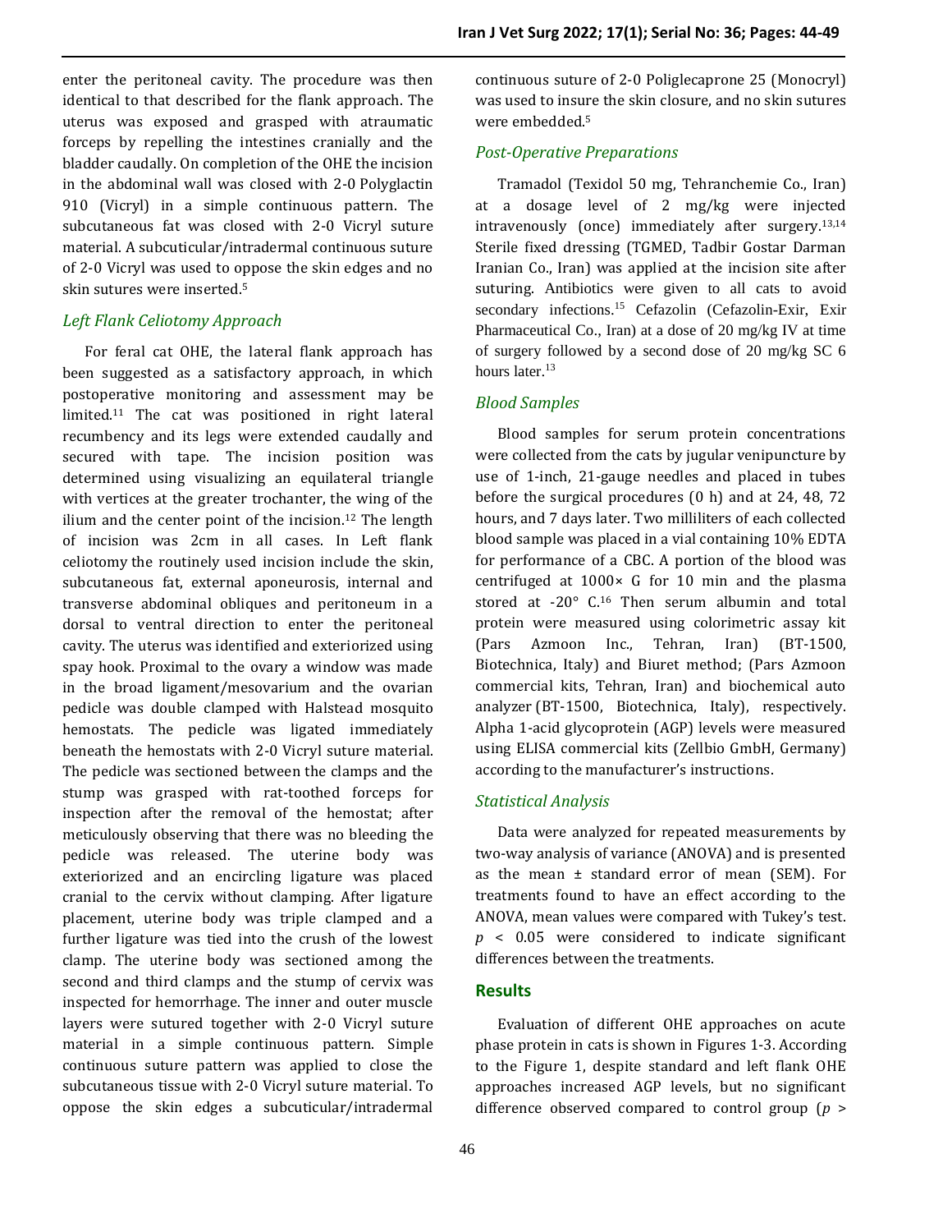enter the peritoneal cavity. The procedure was then identical to that described for the flank approach. The uterus was exposed and grasped with atraumatic forceps by repelling the intestines cranially and the bladder caudally. On completion of the OHE the incision in the abdominal wall was closed with 2-0 Polyglactin 910 (Vicryl) in a simple continuous pattern. The subcutaneous fat was closed with 2-0 Vicryl suture material. A subcuticular/intradermal continuous suture of 2-0 Vicryl was used to oppose the skin edges and no skin sutures were inserted.[5]

### *Left Flank Celiotomy Approach*

For feral cat OHE, the lateral flank approach has been suggested as a satisfactory approach, in which postoperative monitoring and assessment may be limited.[11] The cat was positioned in right lateral recumbency and its legs were extended caudally and secured with tape. The incision position was determined using visualizing an equilateral triangle with vertices at the greater trochanter, the wing of the ilium and the center point of the incision.[12] The length of incision was 2cm in all cases. In Left flank celiotomy the routinely used incision include the skin, subcutaneous fat, external aponeurosis, internal and transverse abdominal obliques and peritoneum in a dorsal to ventral direction to enter the peritoneal cavity. The uterus was identified and exteriorized using spay hook. Proximal to the ovary a window was made in the broad ligament/mesovarium and the ovarian pedicle was double clamped with Halstead mosquito hemostats. The pedicle was ligated immediately beneath the hemostats with 2-0 Vicryl suture material. The pedicle was sectioned between the clamps and the stump was grasped with rat-toothed forceps for inspection after the removal of the hemostat; after meticulously observing that there was no bleeding the pedicle was released. The uterine body was exteriorized and an encircling ligature was placed cranial to the cervix without clamping. After ligature placement, uterine body was triple clamped and a further ligature was tied into the crush of the lowest clamp. The uterine body was sectioned among the second and third clamps and the stump of cervix was inspected for hemorrhage. The inner and outer muscle layers were sutured together with 2-0 Vicryl suture material in a simple continuous pattern. Simple continuous suture pattern was applied to close the subcutaneous tissue with 2-0 Vicryl suture material. To oppose the skin edges a subcuticular/intradermal continuous suture of 2-0 Poliglecaprone 25 (Monocryl) was used to insure the skin closure, and no skin sutures were embedded.[5]

### *Post-Operative Preparations*

Tramadol (Texidol 50 mg, Tehranchemie Co., Iran) at a dosage level of 2 mg/kg were injected intravenously (once) immediately after surgery.[13,14] Sterile fixed dressing (TGMED, Tadbir Gostar Darman Iranian Co., Iran) was applied at the incision site after suturing. Antibiotics were given to all cats to avoid secondary infections.[15] Cefazolin (Cefazolin-Exir, Exir Pharmaceutical Co., Iran) at a dose of 20 mg/kg IV at time of surgery followed by a second dose of 20 mg/kg SC 6 hours later.[13]

### *Blood Samples*

Blood samples for serum protein concentrations were collected from the cats by jugular venipuncture by use of 1-inch, 21-gauge needles and placed in tubes before the surgical procedures (0 h) and at 24, 48, 72 hours, and 7 days later. Two milliliters of each collected blood sample was placed in a vial containing 10% EDTA for performance of a CBC. A portion of the blood was centrifuged at 1000× G for 10 min and the plasma stored at -20° C.[16] Then serum albumin and total protein were measured using colorimetric assay kit (Pars Azmoon Inc., Tehran, Iran) (BT-1500, Biotechnica, Italy) and Biuret method; (Pars Azmoon commercial kits, Tehran, Iran) and biochemical auto analyzer (BT-1500, Biotechnica, Italy), respectively. Alpha 1-acid glycoprotein (AGP) levels were measured using ELISA commercial kits (Zellbio GmbH, Germany) according to the manufacturer's instructions.

### *Statistical Analysis*

Data were analyzed for repeated measurements by two-way analysis of variance (ANOVA) and is presented as the mean ± standard error of mean (SEM). For treatments found to have an effect according to the ANOVA, mean values were compared with Tukey's test. $p < 0.05$ were considered to indicate significant differences between the treatments.

## **Results**

Evaluation of different OHE approaches on acute phase protein in cats is shown in Figures 1-3. According to the Figure 1, despite standard and left flank OHE approaches increased AGP levels, but no significant difference observed compared to control group ($p >$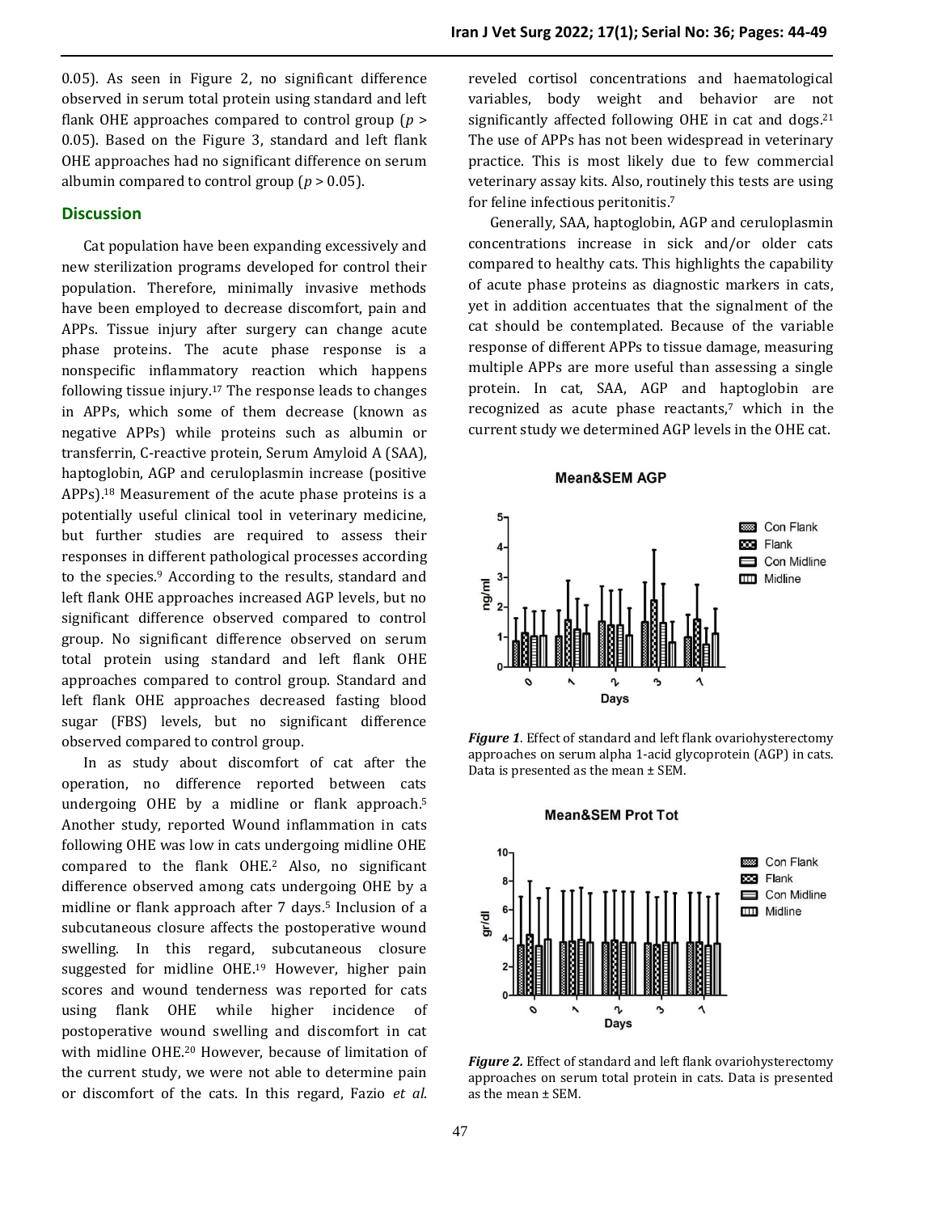0.05). As seen in Figure 2, no significant difference observed in serum total protein using standard and left flank OHE approaches compared to control group ($p > 0.05$). Based on the Figure 3, standard and left flank OHE approaches had no significant difference on serum albumin compared to control group ($p > 0.05$).

## Discussion

Cat population have been expanding excessively and new sterilization programs developed for control their population. Therefore, minimally invasive methods have been employed to decrease discomfort, pain and APPs. Tissue injury after surgery can change acute phase proteins. The acute phase response is a nonspecific inflammatory reaction which happens following tissue injury.[17] The response leads to changes in APPs, which some of them decrease (known as negative APPs) while proteins such as albumin or transferrin, C-reactive protein, Serum Amyloid A (SAA), haptoglobin, AGP and ceruloplasmin increase (positive APPs).[18] Measurement of the acute phase proteins is a potentially useful clinical tool in veterinary medicine, but further studies are required to assess their responses in different pathological processes according to the species.[9] According to the results, standard and left flank OHE approaches increased AGP levels, but no significant difference observed compared to control group. No significant difference observed on serum total protein using standard and left flank OHE approaches compared to control group. Standard and left flank OHE approaches decreased fasting blood sugar (FBS) levels, but no significant difference observed compared to control group.

In as study about discomfort of cat after the operation, no difference reported between cats undergoing OHE by a midline or flank approach.[5] Another study, reported Wound inflammation in cats following OHE was low in cats undergoing midline OHE compared to the flank OHE.[2] Also, no significant difference observed among cats undergoing OHE by a midline or flank approach after 7 days.[5] Inclusion of a subcutaneous closure affects the postoperative wound swelling. In this regard, subcutaneous closure suggested for midline OHE.[19] However, higher pain scores and wound tenderness was reported for cats using flank OHE while higher incidence of postoperative wound swelling and discomfort in cat with midline OHE.[20] However, because of limitation of the current study, we were not able to determine pain or discomfort of the cats. In this regard, Fazio *et al.* reveled cortisol concentrations and haematological variables, body weight and behavior are not significantly affected following OHE in cat and dogs.[21] The use of APPs has not been widespread in veterinary practice. This is most likely due to few commercial veterinary assay kits. Also, routinely this tests are using for feline infectious peritonitis.[7]

Generally, SAA, haptoglobin, AGP and ceruloplasmin concentrations increase in sick and/or older cats compared to healthy cats. This highlights the capability of acute phase proteins as diagnostic markers in cats, yet in addition accentuates that the signalment of the cat should be contemplated. Because of the variable response of different APPs to tissue damage, measuring multiple APPs are more useful than assessing a single protein. In cat, SAA, AGP and haptoglobin are recognized as acute phase reactants,[7] which in the current study we determined AGP levels in the OHE cat.

***Figure 1***. Effect of standard and left flank ovariohysterectomy approaches on serum alpha 1-acid glycoprotein (AGP) in cats. Data is presented as the mean ± SEM.

***Figure 2.*** Effect of standard and left flank ovariohysterectomy approaches on serum total protein in cats. Data is presented as the mean ± SEM.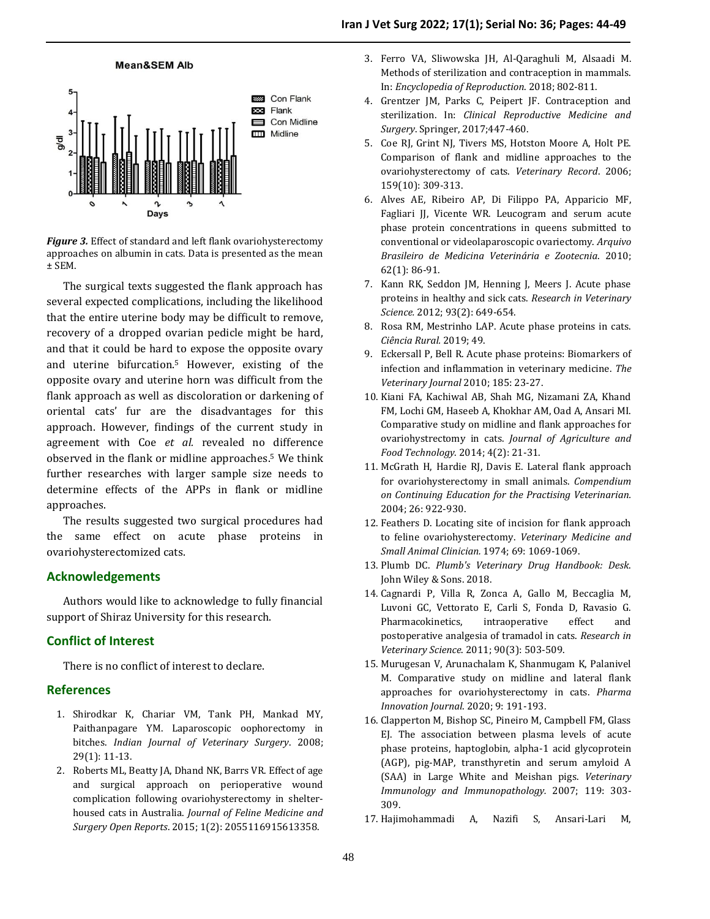*Figure 3.* Effect of standard and left flank ovariohysterectomy approaches on albumin in cats. Data is presented as the mean ± SEM.

The surgical texts suggested the flank approach has several expected complications, including the likelihood that the entire uterine body may be difficult to remove, recovery of a dropped ovarian pedicle might be hard, and that it could be hard to expose the opposite ovary and uterine bifurcation.[5] However, existing of the opposite ovary and uterine horn was difficult from the flank approach as well as discoloration or darkening of oriental cats' fur are the disadvantages for this approach. However, findings of the current study in agreement with Coe *et al.* revealed no difference observed in the flank or midline approaches.[5] We think further researches with larger sample size needs to determine effects of the APPs in flank or midline approaches.

The results suggested two surgical procedures had the same effect on acute phase proteins in ovariohysterectomized cats.

## Acknowledgements

Authors would like to acknowledge to fully financial support of Shiraz University for this research.

## Conflict of Interest

There is no conflict of interest to declare.

## References

1. Shirodkar K, Chariar VM, Tank PH, Mankad MY, Paithanpagare YM. Laparoscopic oophorectomy in bitches. *Indian Journal of Veterinary Surgery*. 2008; 29(1): 11-13.
2. Roberts ML, Beatty JA, Dhand NK, Barrs VR. Effect of age and surgical approach on perioperative wound complication following ovariohysterectomy in shelter-housed cats in Australia. *Journal of Feline Medicine and Surgery Open Reports*. 2015; 1(2): 2055116915613358.
3. Ferro VA, Sliwowska JH, Al-Qaraghuli M, Alsaadi M. Methods of sterilization and contraception in mammals. In: *Encyclopedia of Reproduction*. 2018; 802-811.
4. Grentzer JM, Parks C, Peipert JF. Contraception and sterilization. In: *Clinical Reproductive Medicine and Surgery*. Springer, 2017;447-460.
5. Coe RJ, Grint NJ, Tivers MS, Hotston Moore A, Holt PE. Comparison of flank and midline approaches to the ovariohysterectomy of cats. *Veterinary Record*. 2006; 159(10): 309-313.
6. Alves AE, Ribeiro AP, Di Filippo PA, Apparicio MF, Fagliari JJ, Vicente WR. Leucogram and serum acute phase protein concentrations in queens submitted to conventional or videolaparoscopic ovariectomy. *Arquivo Brasileiro de Medicina Veterinária e Zootecnia*. 2010; 62(1): 86-91.
7. Kann RK, Seddon JM, Henning J, Meers J. Acute phase proteins in healthy and sick cats. *Research in Veterinary Science.* 2012; 93(2): 649-654.
8. Rosa RM, Mestrinho LAP. Acute phase proteins in cats. *Ciência Rural.* 2019; 49.
9. Eckersall P, Bell R. Acute phase proteins: Biomarkers of infection and inflammation in veterinary medicine. *The Veterinary Journal* 2010; 185: 23-27.
10. Kiani FA, Kachiwal AB, Shah MG, Nizamani ZA, Khand FM, Lochi GM, Haseeb A, Khokhar AM, Oad A, Ansari MI. Comparative study on midline and flank approaches for ovariohystrectomy in cats. *Journal of Agriculture and Food Technology.* 2014; 4(2): 21-31.
11. McGrath H, Hardie RJ, Davis E. Lateral flank approach for ovariohysterectomy in small animals. *Compendium on Continuing Education for the Practising Veterinarian.* 2004; 26: 922-930.
12. Feathers D. Locating site of incision for flank approach to feline ovariohysterectomy. *Veterinary Medicine and Small Animal Clinician.* 1974; 69: 1069-1069.
13. Plumb DC. *Plumb's Veterinary Drug Handbook: Desk*. John Wiley & Sons. 2018.
14. Cagnardi P, Villa R, Zonca A, Gallo M, Beccaglia M, Luvoni GC, Vettorato E, Carli S, Fonda D, Ravasio G. Pharmacokinetics, intraoperative effect and postoperative analgesia of tramadol in cats. *Research in Veterinary Science*. 2011; 90(3): 503-509.
15. Murugesan V, Arunachalam K, Shanmugam K, Palanivel M. Comparative study on midline and lateral flank approaches for ovariohysterectomy in cats. *Pharma Innovation Journal*. 2020; 9: 191-193.
16. Clapperton M, Bishop SC, Pineiro M, Campbell FM, Glass EJ. The association between plasma levels of acute phase proteins, haptoglobin, alpha-1 acid glycoprotein (AGP), pig-MAP, transthyretin and serum amyloid A (SAA) in Large White and Meishan pigs. *Veterinary Immunology and Immunopathology.* 2007; 119: 303-309.
17. Hajimohammadi A, Nazifi S, Ansari-Lari M,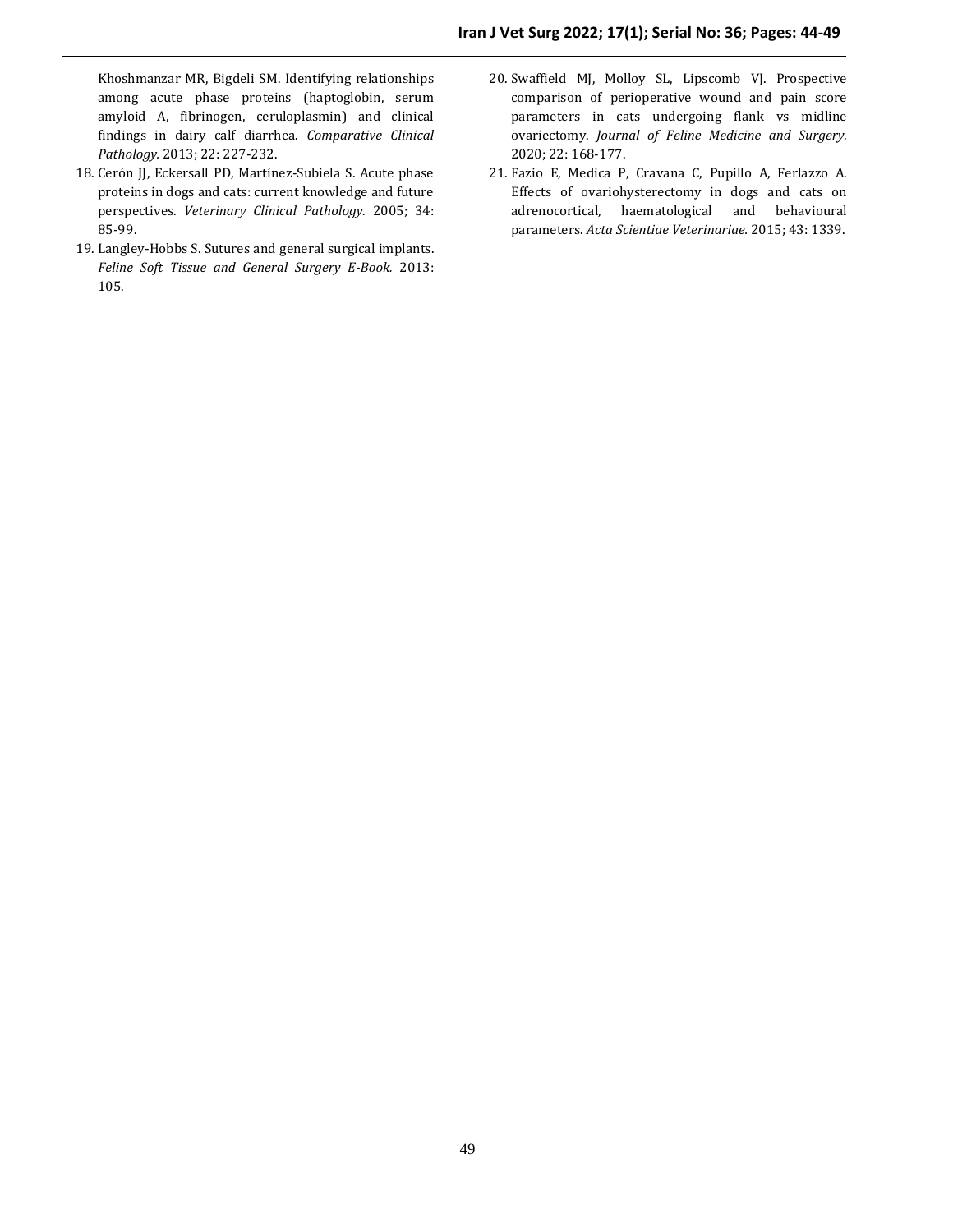Khoshmanzar MR, Bigdeli SM. Identifying relationships among acute phase proteins (haptoglobin, serum amyloid A, fibrinogen, ceruloplasmin) and clinical findings in dairy calf diarrhea. *Comparative Clinical Pathology.* 2013; 22: 227-232.

18. Cerón JJ, Eckersall PD, Martínez-Subiela S. Acute phase proteins in dogs and cats: current knowledge and future perspectives. *Veterinary Clinical Pathology*. 2005; 34: 85-99.
19. Langley-Hobbs S. Sutures and general surgical implants. *Feline Soft Tissue and General Surgery E-Book.* 2013: 105.
20. Swaffield MJ, Molloy SL, Lipscomb VJ. Prospective comparison of perioperative wound and pain score parameters in cats undergoing flank vs midline ovariectomy. *Journal of Feline Medicine and Surgery*. 2020; 22: 168-177.
21. Fazio E, Medica P, Cravana C, Pupillo A, Ferlazzo A. Effects of ovariohysterectomy in dogs and cats on adrenocortical, haematological and behavioural parameters. *Acta Scientiae Veterinariae.* 2015; 43: 1339.